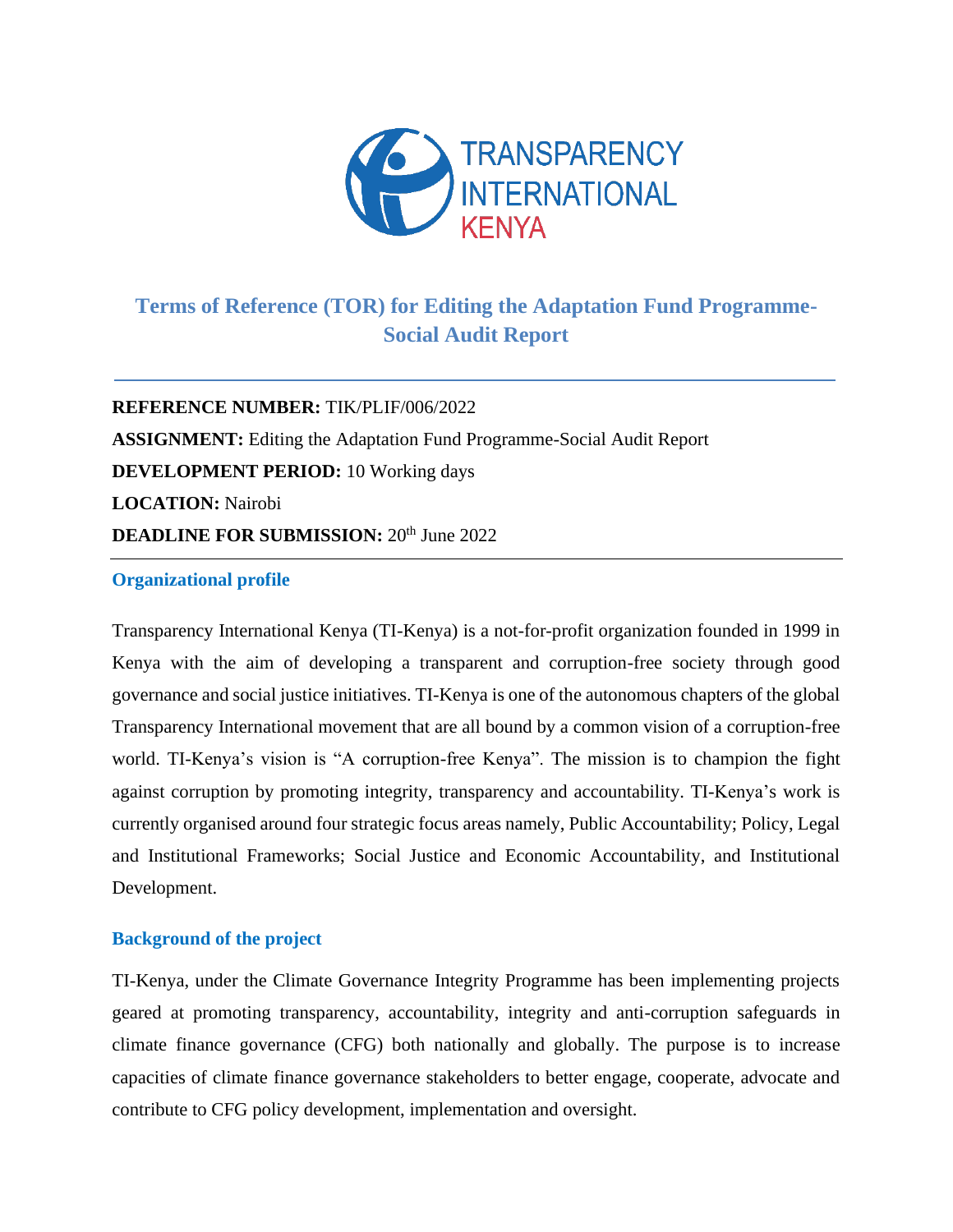# Terms of Reference (TOR) for Editing the Adaptation Fund Programme-Social Audit Report

---

**REFERENCE NUMBER:** TIK/PLIF/006/2022

**ASSIGNMENT:** Editing the Adaptation Fund Programme-Social Audit Report

**DEVELOPMENT PERIOD:** 10 Working days

**LOCATION:** Nairobi

**DEADLINE FOR SUBMISSION:** 20th June 2022

---

## Organizational profile

Transparency International Kenya (TI-Kenya) is a not-for-profit organization founded in 1999 in Kenya with the aim of developing a transparent and corruption-free society through good governance and social justice initiatives. TI-Kenya is one of the autonomous chapters of the global Transparency International movement that are all bound by a common vision of a corruption-free world. TI-Kenya's vision is "A corruption-free Kenya". The mission is to champion the fight against corruption by promoting integrity, transparency and accountability. TI-Kenya's work is currently organised around four strategic focus areas namely, Public Accountability; Policy, Legal and Institutional Frameworks; Social Justice and Economic Accountability, and Institutional Development.

## Background of the project

TI-Kenya, under the Climate Governance Integrity Programme has been implementing projects geared at promoting transparency, accountability, integrity and anti-corruption safeguards in climate finance governance (CFG) both nationally and globally. The purpose is to increase capacities of climate finance governance stakeholders to better engage, cooperate, advocate and contribute to CFG policy development, implementation and oversight.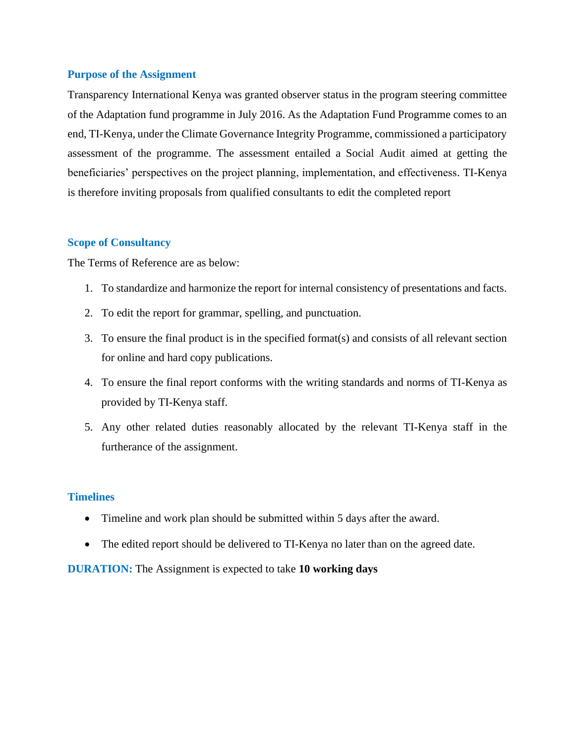## Purpose of the Assignment

Transparency International Kenya was granted observer status in the program steering committee of the Adaptation fund programme in July 2016. As the Adaptation Fund Programme comes to an end, TI-Kenya, under the Climate Governance Integrity Programme, commissioned a participatory assessment of the programme. The assessment entailed a Social Audit aimed at getting the beneficiaries' perspectives on the project planning, implementation, and effectiveness. TI-Kenya is therefore inviting proposals from qualified consultants to edit the completed report

## Scope of Consultancy

The Terms of Reference are as below:

1. To standardize and harmonize the report for internal consistency of presentations and facts.
2. To edit the report for grammar, spelling, and punctuation.
3. To ensure the final product is in the specified format(s) and consists of all relevant section for online and hard copy publications.
4. To ensure the final report conforms with the writing standards and norms of TI-Kenya as provided by TI-Kenya staff.
5. Any other related duties reasonably allocated by the relevant TI-Kenya staff in the furtherance of the assignment.

## Timelines

- Timeline and work plan should be submitted within 5 days after the award.
- The edited report should be delivered to TI-Kenya no later than on the agreed date.

**DURATION:** The Assignment is expected to take **10 working days**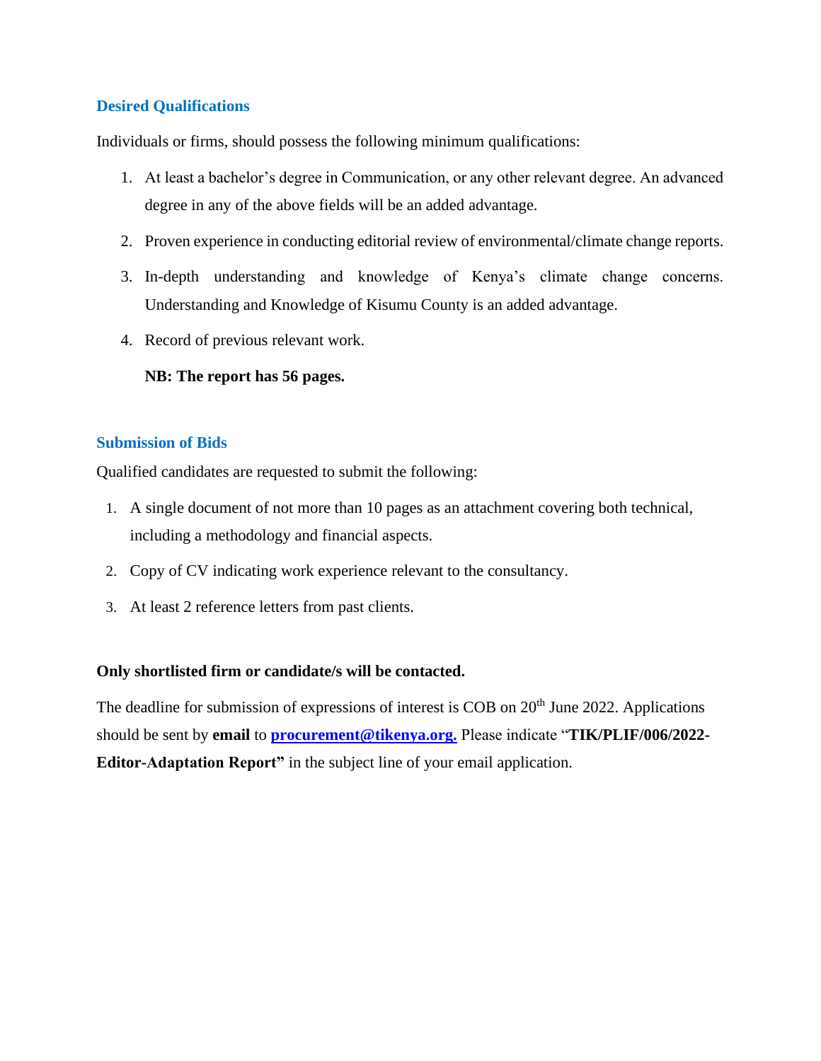## Desired Qualifications

Individuals or firms, should possess the following minimum qualifications:

1. At least a bachelor's degree in Communication, or any other relevant degree. An advanced degree in any of the above fields will be an added advantage.
2. Proven experience in conducting editorial review of environmental/climate change reports.
3. In-depth understanding and knowledge of Kenya's climate change concerns. Understanding and Knowledge of Kisumu County is an added advantage.
4. Record of previous relevant work.

   **NB: The report has 56 pages.**

## Submission of Bids

Qualified candidates are requested to submit the following:

1. A single document of not more than 10 pages as an attachment covering both technical, including a methodology and financial aspects.
2. Copy of CV indicating work experience relevant to the consultancy.
3. At least 2 reference letters from past clients.

**Only shortlisted firm or candidate/s will be contacted.**

The deadline for submission of expressions of interest is COB on 20th June 2022. Applications should be sent by **email** to **procurement@tikenya.org.** Please indicate "**TIK/PLIF/006/2022-Editor-Adaptation Report"** in the subject line of your email application.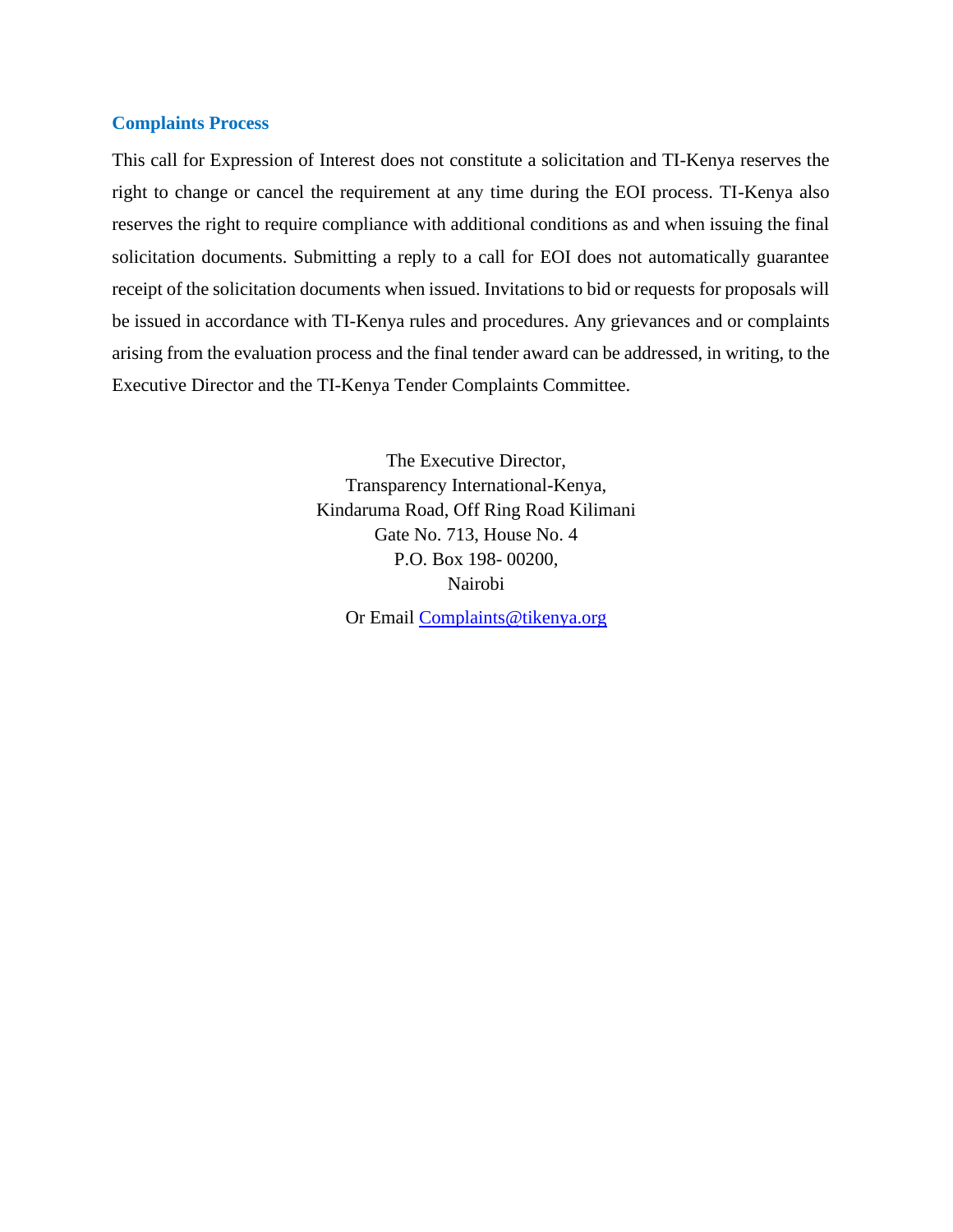## Complaints Process

This call for Expression of Interest does not constitute a solicitation and TI-Kenya reserves the right to change or cancel the requirement at any time during the EOI process. TI-Kenya also reserves the right to require compliance with additional conditions as and when issuing the final solicitation documents. Submitting a reply to a call for EOI does not automatically guarantee receipt of the solicitation documents when issued. Invitations to bid or requests for proposals will be issued in accordance with TI-Kenya rules and procedures. Any grievances and or complaints arising from the evaluation process and the final tender award can be addressed, in writing, to the Executive Director and the TI-Kenya Tender Complaints Committee.

The Executive Director,  
Transparency International-Kenya,  
Kindaruma Road, Off Ring Road Kilimani  
Gate No. 713, House No. 4  
P.O. Box 198- 00200,  
Nairobi

Or Email Complaints@tikenya.org